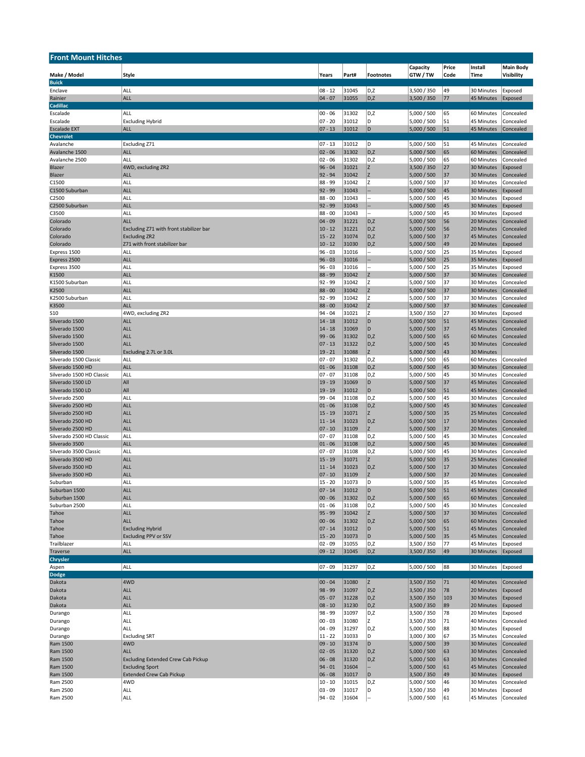## Front Mount Hitches

| Make / Model | Style | Years | Part# | Footnotes | Capacity GTW / TW | Price Code | Install Time | Main Body Visibility |
|---|---|---|---|---|---|---|---|---|
| **Buick** | | | | | | | | |
| Enclave | ALL | 08 - 12 | 31045 | D,Z | 3,500 / 350 | 49 | 30 Minutes | Exposed |
| Rainier | ALL | 04 - 07 | 31055 | D,Z | 3,500 / 350 | 77 | 45 Minutes | Exposed |
| **Cadillac** | | | | | | | | |
| Escalade | ALL | 00 - 06 | 31302 | D,Z | 5,000 / 500 | 65 | 60 Minutes | Concealed |
| Escalade | Excluding Hybrid | 07 - 20 | 31012 | D | 5,000 / 500 | 51 | 45 Minutes | Concealed |
| Escalade EXT | ALL | 07 - 13 | 31012 | D | 5,000 / 500 | 51 | 45 Minutes | Concealed |
| **Chevrolet** | | | | | | | | |
| Avalanche | Excluding Z71 | 07 - 13 | 31012 | D | 5,000 / 500 | 51 | 45 Minutes | Concealed |
| Avalanche 1500 | ALL | 02 - 06 | 31302 | D,Z | 5,000 / 500 | 65 | 60 Minutes | Concealed |
| Avalanche 2500 | ALL | 02 - 06 | 31302 | D,Z | 5,000 / 500 | 65 | 60 Minutes | Concealed |
| Blazer | 4WD, excluding ZR2 | 96 - 04 | 31021 | Z | 3,500 / 350 | 27 | 30 Minutes | Exposed |
| Blazer | ALL | 92 - 94 | 31042 | Z | 5,000 / 500 | 37 | 30 Minutes | Concealed |
| C1500 | ALL | 88 - 99 | 31042 | Z | 5,000 / 500 | 37 | 30 Minutes | Concealed |
| C1500 Suburban | ALL | 92 - 99 | 31043 | -- | 5,000 / 500 | 45 | 30 Minutes | Exposed |
| C2500 | ALL | 88 - 00 | 31043 | -- | 5,000 / 500 | 45 | 30 Minutes | Exposed |
| C2500 Suburban | ALL | 92 - 99 | 31043 | -- | 5,000 / 500 | 45 | 30 Minutes | Exposed |
| C3500 | ALL | 88 - 00 | 31043 | -- | 5,000 / 500 | 45 | 30 Minutes | Exposed |
| Colorado | ALL | 04 - 09 | 31221 | D,Z | 5,000 / 500 | 56 | 20 Minutes | Concealed |
| Colorado | Excluding Z71 with front stabilizer bar | 10 - 12 | 31221 | D,Z | 5,000 / 500 | 56 | 20 Minutes | Concealed |
| Colorado | Excluding ZR2 | 15 - 22 | 31074 | D,Z | 5,000 / 500 | 37 | 45 Minutes | Concealed |
| Colorado | Z71 with front stabilizer bar | 10 - 12 | 31030 | D,Z | 5,000 / 500 | 49 | 20 Minutes | Exposed |
| Express 1500 | ALL | 96 - 03 | 31016 | -- | 5,000 / 500 | 25 | 35 Minutes | Exposed |
| Express 2500 | ALL | 96 - 03 | 31016 | -- | 5,000 / 500 | 25 | 35 Minutes | Exposed |
| Express 3500 | ALL | 96 - 03 | 31016 | -- | 5,000 / 500 | 25 | 35 Minutes | Exposed |
| K1500 | ALL | 88 - 99 | 31042 | Z | 5,000 / 500 | 37 | 30 Minutes | Concealed |
| K1500 Suburban | ALL | 92 - 99 | 31042 | Z | 5,000 / 500 | 37 | 30 Minutes | Concealed |
| K2500 | ALL | 88 - 00 | 31042 | Z | 5,000 / 500 | 37 | 30 Minutes | Concealed |
| K2500 Suburban | ALL | 92 - 99 | 31042 | Z | 5,000 / 500 | 37 | 30 Minutes | Concealed |
| K3500 | ALL | 88 - 00 | 31042 | Z | 5,000 / 500 | 37 | 30 Minutes | Concealed |
| S10 | 4WD, excluding ZR2 | 94 - 04 | 31021 | Z | 3,500 / 350 | 27 | 30 Minutes | Exposed |
| Silverado 1500 | ALL | 14 - 18 | 31012 | D | 5,000 / 500 | 51 | 45 Minutes | Concealed |
| Silverado 1500 | ALL | 14 - 18 | 31069 | D | 5,000 / 500 | 37 | 45 Minutes | Concealed |
| Silverado 1500 | ALL | 99 - 06 | 31302 | D,Z | 5,000 / 500 | 65 | 60 Minutes | Concealed |
| Silverado 1500 | ALL | 07 - 13 | 31322 | D,Z | 5,000 / 500 | 45 | 30 Minutes | Concealed |
| Silverado 1500 | Excluding 2.7L or 3.0L | 19 - 21 | 31088 | Z | 5,000 / 500 | 43 | 30 Minutes | |
| Silverado 1500 Classic | ALL | 07 - 07 | 31302 | D,Z | 5,000 / 500 | 65 | 60 Minutes | Concealed |
| Silverado 1500 HD | ALL | 01 - 06 | 31108 | D,Z | 5,000 / 500 | 45 | 30 Minutes | Concealed |
| Silverado 1500 HD Classic | ALL | 07 - 07 | 31108 | D,Z | 5,000 / 500 | 45 | 30 Minutes | Concealed |
| Silverado 1500 LD | All | 19 - 19 | 31069 | D | 5,000 / 500 | 37 | 45 Minutes | Concealed |
| Silverado 1500 LD | All | 19 - 19 | 31012 | D | 5,000 / 500 | 51 | 45 Minutes | Concealed |
| Silverado 2500 | ALL | 99 - 04 | 31108 | D,Z | 5,000 / 500 | 45 | 30 Minutes | Concealed |
| Silverado 2500 HD | ALL | 01 - 06 | 31108 | D,Z | 5,000 / 500 | 45 | 30 Minutes | Concealed |
| Silverado 2500 HD | ALL | 15 - 19 | 31071 | Z | 5,000 / 500 | 35 | 25 Minutes | Concealed |
| Silverado 2500 HD | ALL | 11 - 14 | 31023 | D,Z | 5,000 / 500 | 17 | 30 Minutes | Concealed |
| Silverado 2500 HD | ALL | 07 - 10 | 31109 | Z | 5,000 / 500 | 37 | 20 Minutes | Concealed |
| Silverado 2500 HD Classic | ALL | 07 - 07 | 31108 | D,Z | 5,000 / 500 | 45 | 30 Minutes | Concealed |
| Silverado 3500 | ALL | 01 - 06 | 31108 | D,Z | 5,000 / 500 | 45 | 30 Minutes | Concealed |
| Silverado 3500 Classic | ALL | 07 - 07 | 31108 | D,Z | 5,000 / 500 | 45 | 30 Minutes | Concealed |
| Silverado 3500 HD | ALL | 15 - 19 | 31071 | Z | 5,000 / 500 | 35 | 25 Minutes | Concealed |
| Silverado 3500 HD | ALL | 11 - 14 | 31023 | D,Z | 5,000 / 500 | 17 | 30 Minutes | Concealed |
| Silverado 3500 HD | ALL | 07 - 10 | 31109 | Z | 5,000 / 500 | 37 | 20 Minutes | Concealed |
| Suburban | ALL | 15 - 20 | 31073 | D | 5,000 / 500 | 35 | 45 Minutes | Concealed |
| Suburban 1500 | ALL | 07 - 14 | 31012 | D | 5,000 / 500 | 51 | 45 Minutes | Concealed |
| Suburban 1500 | ALL | 00 - 06 | 31302 | D,Z | 5,000 / 500 | 65 | 60 Minutes | Concealed |
| Suburban 2500 | ALL | 01 - 06 | 31108 | D,Z | 5,000 / 500 | 45 | 30 Minutes | Concealed |
| Tahoe | ALL | 95 - 99 | 31042 | Z | 5,000 / 500 | 37 | 30 Minutes | Concealed |
| Tahoe | ALL | 00 - 06 | 31302 | D,Z | 5,000 / 500 | 65 | 60 Minutes | Concealed |
| Tahoe | Excluding Hybrid | 07 - 14 | 31012 | D | 5,000 / 500 | 51 | 45 Minutes | Concealed |
| Tahoe | Excluding PPV or SSV | 15 - 20 | 31073 | D | 5,000 / 500 | 35 | 45 Minutes | Concealed |
| Trailblazer | ALL | 02 - 09 | 31055 | D,Z | 3,500 / 350 | 77 | 45 Minutes | Exposed |
| Traverse | ALL | 09 - 12 | 31045 | D,Z | 3,500 / 350 | 49 | 30 Minutes | Exposed |
| **Chrysler** | | | | | | | | |
| Aspen | ALL | 07 - 09 | 31297 | D,Z | 5,000 / 500 | 88 | 30 Minutes | Exposed |
| **Dodge** | | | | | | | | |
| Dakota | 4WD | 00 - 04 | 31080 | Z | 3,500 / 350 | 71 | 40 Minutes | Concealed |
| Dakota | ALL | 98 - 99 | 31097 | D,Z | 3,500 / 350 | 78 | 20 Minutes | Exposed |
| Dakota | ALL | 05 - 07 | 31228 | D,Z | 3,500 / 350 | 103 | 30 Minutes | Exposed |
| Dakota | ALL | 08 - 10 | 31230 | D,Z | 3,500 / 350 | 89 | 20 Minutes | Exposed |
| Durango | ALL | 98 - 99 | 31097 | D,Z | 3,500 / 350 | 78 | 20 Minutes | Exposed |
| Durango | ALL | 00 - 03 | 31080 | Z | 3,500 / 350 | 71 | 40 Minutes | Concealed |
| Durango | ALL | 04 - 09 | 31297 | D,Z | 5,000 / 500 | 88 | 30 Minutes | Exposed |
| Durango | Excluding SRT | 11 - 22 | 31033 | D | 3,000 / 300 | 67 | 35 Minutes | Concealed |
| Ram 1500 | 4WD | 09 - 10 | 31374 | D | 5,000 / 500 | 39 | 30 Minutes | Concealed |
| Ram 1500 | ALL | 02 - 05 | 31320 | D,Z | 5,000 / 500 | 63 | 30 Minutes | Concealed |
| Ram 1500 | Excluding Extended Crew Cab Pickup | 06 - 08 | 31320 | D,Z | 5,000 / 500 | 63 | 30 Minutes | Concealed |
| Ram 1500 | Excluding Sport | 94 - 01 | 31604 | -- | 5,000 / 500 | 61 | 45 Minutes | Concealed |
| Ram 1500 | Extended Crew Cab Pickup | 06 - 08 | 31017 | D | 3,500 / 350 | 49 | 30 Minutes | Exposed |
| Ram 2500 | 4WD | 10 - 10 | 31015 | D,Z | 5,000 / 500 | 46 | 30 Minutes | Concealed |
| Ram 2500 | ALL | 03 - 09 | 31017 | D | 3,500 / 350 | 49 | 30 Minutes | Exposed |
| Ram 2500 | ALL | 94 - 02 | 31604 | -- | 5,000 / 500 | 61 | 45 Minutes | Concealed |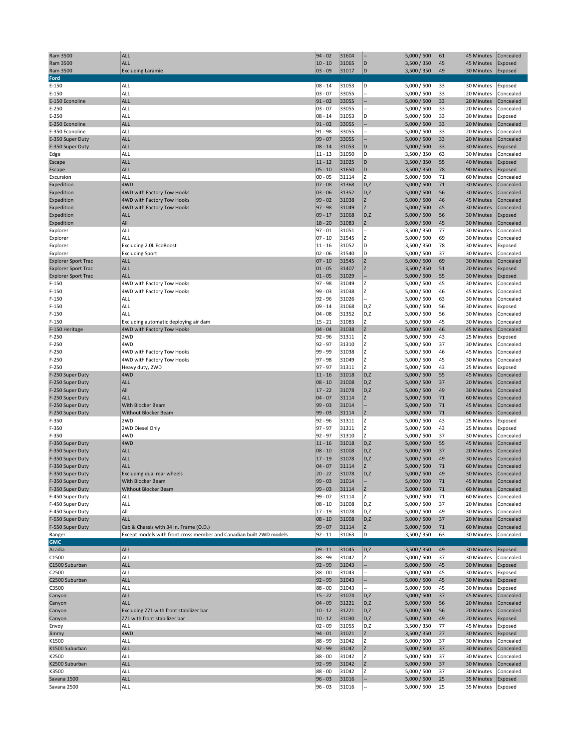| | | | | | | | | |
|---|---|---|---|---|---|---|---|---|
| Ram 3500 | ALL | 94 - 02 | 31604 | -- | 5,000 / 500 | 61 | 45 Minutes | Concealed |
| Ram 3500 | ALL | 10 - 10 | 31065 | D | 3,500 / 350 | 45 | 45 Minutes | Exposed |
| Ram 3500 | Excluding Laramie | 03 - 09 | 31017 | D | 3,500 / 350 | 49 | 30 Minutes | Exposed |
| **Ford** | | | | | | | | |
| E-150 | ALL | 08 - 14 | 31053 | D | 5,000 / 500 | 33 | 30 Minutes | Exposed |
| E-150 | ALL | 03 - 07 | 33055 | -- | 5,000 / 500 | 33 | 20 Minutes | Concealed |
| E-150 Econoline | ALL | 91 - 02 | 33055 | -- | 5,000 / 500 | 33 | 20 Minutes | Concealed |
| E-250 | ALL | 03 - 07 | 33055 | -- | 5,000 / 500 | 33 | 20 Minutes | Concealed |
| E-250 | ALL | 08 - 14 | 31053 | D | 5,000 / 500 | 33 | 30 Minutes | Exposed |
| E-250 Econoline | ALL | 91 - 02 | 33055 | -- | 5,000 / 500 | 33 | 20 Minutes | Concealed |
| E-350 Econoline | ALL | 91 - 98 | 33055 | -- | 5,000 / 500 | 33 | 20 Minutes | Concealed |
| E-350 Super Duty | ALL | 99 - 07 | 33055 | -- | 5,000 / 500 | 33 | 20 Minutes | Concealed |
| E-350 Super Duty | ALL | 08 - 14 | 31053 | D | 5,000 / 500 | 33 | 30 Minutes | Exposed |
| Edge | ALL | 11 - 13 | 31050 | D | 3,500 / 350 | 63 | 30 Minutes | Concealed |
| Escape | ALL | 11 - 12 | 31025 | D | 3,500 / 350 | 55 | 40 Minutes | Exposed |
| Escape | ALL | 05 - 10 | 31650 | D | 3,500 / 350 | 78 | 90 Minutes | Exposed |
| Excursion | ALL | 00 - 05 | 31114 | Z | 5,000 / 500 | 71 | 60 Minutes | Concealed |
| Expedition | 4WD | 07 - 08 | 31368 | D,Z | 5,000 / 500 | 71 | 30 Minutes | Concealed |
| Expedition | 4WD with Factory Tow Hooks | 03 - 06 | 31352 | D,Z | 5,000 / 500 | 56 | 30 Minutes | Concealed |
| Expedition | 4WD with Factory Tow Hooks | 99 - 02 | 31038 | Z | 5,000 / 500 | 46 | 45 Minutes | Concealed |
| Expedition | 4WD with Factory Tow Hooks | 97 - 98 | 31049 | Z | 5,000 / 500 | 45 | 30 Minutes | Concealed |
| Expedition | ALL | 09 - 17 | 31068 | D,Z | 5,000 / 500 | 56 | 30 Minutes | Exposed |
| Expedition | All | 18 - 20 | 31083 | Z | 5,000 / 500 | 45 | 30 Minutes | Concealed |
| Explorer | ALL | 97 - 01 | 31051 | -- | 3,500 / 350 | 77 | 30 Minutes | Concealed |
| Explorer | ALL | 07 - 10 | 31545 | Z | 5,000 / 500 | 69 | 30 Minutes | Concealed |
| Explorer | Excluding 2.0L EcoBoost | 11 - 16 | 31052 | D | 3,500 / 350 | 78 | 30 Minutes | Exposed |
| Explorer | Excluding Sport | 02 - 06 | 31540 | D | 5,000 / 500 | 37 | 30 Minutes | Concealed |
| Explorer Sport Trac | ALL | 07 - 10 | 31545 | Z | 5,000 / 500 | 69 | 30 Minutes | Concealed |
| Explorer Sport Trac | ALL | 01 - 05 | 31407 | Z | 3,500 / 350 | 51 | 20 Minutes | Exposed |
| Explorer Sport Trac | ALL | 01 - 05 | 31029 | -- | 5,000 / 500 | 55 | 30 Minutes | Exposed |
| F-150 | 4WD with Factory Tow Hooks | 97 - 98 | 31049 | Z | 5,000 / 500 | 45 | 30 Minutes | Concealed |
| F-150 | 4WD with Factory Tow Hooks | 99 - 03 | 31038 | Z | 5,000 / 500 | 46 | 45 Minutes | Concealed |
| F-150 | ALL | 92 - 96 | 31026 | -- | 5,000 / 500 | 63 | 30 Minutes | Concealed |
| F-150 | ALL | 09 - 14 | 31068 | D,Z | 5,000 / 500 | 56 | 30 Minutes | Exposed |
| F-150 | ALL | 04 - 08 | 31352 | D,Z | 5,000 / 500 | 56 | 30 Minutes | Concealed |
| F-150 | Excluding automatic deploying air dam | 15 - 21 | 31083 | Z | 5,000 / 500 | 45 | 30 Minutes | Concealed |
| F-150 Heritage | 4WD with Factory Tow Hooks | 04 - 04 | 31038 | Z | 5,000 / 500 | 46 | 45 Minutes | Concealed |
| F-250 | 2WD | 92 - 96 | 31311 | Z | 5,000 / 500 | 43 | 25 Minutes | Exposed |
| F-250 | 4WD | 92 - 97 | 31310 | Z | 5,000 / 500 | 37 | 30 Minutes | Concealed |
| F-250 | 4WD with Factory Tow Hooks | 99 - 99 | 31038 | Z | 5,000 / 500 | 46 | 45 Minutes | Concealed |
| F-250 | 4WD with Factory Tow Hooks | 97 - 98 | 31049 | Z | 5,000 / 500 | 45 | 30 Minutes | Concealed |
| F-250 | Heavy duty, 2WD | 97 - 97 | 31311 | Z | 5,000 / 500 | 43 | 25 Minutes | Exposed |
| F-250 Super Duty | 4WD | 11 - 16 | 31018 | D,Z | 5,000 / 500 | 55 | 45 Minutes | Concealed |
| F-250 Super Duty | ALL | 08 - 10 | 31008 | D,Z | 5,000 / 500 | 37 | 20 Minutes | Concealed |
| F-250 Super Duty | All | 17 - 22 | 31078 | D,Z | 5,000 / 500 | 49 | 30 Minutes | Concealed |
| F-250 Super Duty | ALL | 04 - 07 | 31114 | Z | 5,000 / 500 | 71 | 60 Minutes | Concealed |
| F-250 Super Duty | With Blocker Beam | 99 - 03 | 31014 | -- | 5,000 / 500 | 71 | 45 Minutes | Concealed |
| F-250 Super Duty | Without Blocker Beam | 99 - 03 | 31114 | Z | 5,000 / 500 | 71 | 60 Minutes | Concealed |
| F-350 | 2WD | 92 - 96 | 31311 | Z | 5,000 / 500 | 43 | 25 Minutes | Exposed |
| F-350 | 2WD Diesel Only | 97 - 97 | 31311 | Z | 5,000 / 500 | 43 | 25 Minutes | Exposed |
| F-350 | 4WD | 92 - 97 | 31310 | Z | 5,000 / 500 | 37 | 30 Minutes | Concealed |
| F-350 Super Duty | 4WD | 11 - 16 | 31018 | D,Z | 5,000 / 500 | 55 | 45 Minutes | Concealed |
| F-350 Super Duty | ALL | 08 - 10 | 31008 | D,Z | 5,000 / 500 | 37 | 20 Minutes | Concealed |
| F-350 Super Duty | ALL | 17 - 19 | 31078 | D,Z | 5,000 / 500 | 49 | 30 Minutes | Concealed |
| F-350 Super Duty | ALL | 04 - 07 | 31114 | Z | 5,000 / 500 | 71 | 60 Minutes | Concealed |
| F-350 Super Duty | Excluding dual rear wheels | 20 - 22 | 31078 | D,Z | 5,000 / 500 | 49 | 30 Minutes | Concealed |
| F-350 Super Duty | With Blocker Beam | 99 - 03 | 31014 | -- | 5,000 / 500 | 71 | 45 Minutes | Concealed |
| F-350 Super Duty | Without Blocker Beam | 99 - 03 | 31114 | Z | 5,000 / 500 | 71 | 60 Minutes | Concealed |
| F-450 Super Duty | ALL | 99 - 07 | 31114 | Z | 5,000 / 500 | 71 | 60 Minutes | Concealed |
| F-450 Super Duty | ALL | 08 - 10 | 31008 | D,Z | 5,000 / 500 | 37 | 20 Minutes | Concealed |
| F-450 Super Duty | All | 17 - 19 | 31078 | D,Z | 5,000 / 500 | 49 | 30 Minutes | Concealed |
| F-550 Super Duty | ALL | 08 - 10 | 31008 | D,Z | 5,000 / 500 | 37 | 20 Minutes | Concealed |
| F-550 Super Duty | Cab & Chassis with 34 In. Frame (O.D.) | 99 - 07 | 31114 | Z | 5,000 / 500 | 71 | 60 Minutes | Concealed |
| Ranger | Except models with front cross member and Canadian built 2WD models | 92 - 11 | 31063 | D | 3,500 / 350 | 63 | 30 Minutes | Concealed |
| **GMC** | | | | | | | | |
| Acadia | ALL | 09 - 11 | 31045 | D,Z | 3,500 / 350 | 49 | 30 Minutes | Exposed |
| C1500 | ALL | 88 - 99 | 31042 | Z | 5,000 / 500 | 37 | 30 Minutes | Concealed |
| C1500 Suburban | ALL | 92 - 99 | 31043 | -- | 5,000 / 500 | 45 | 30 Minutes | Exposed |
| C2500 | ALL | 88 - 00 | 31043 | -- | 5,000 / 500 | 45 | 30 Minutes | Exposed |
| C2500 Suburban | ALL | 92 - 99 | 31043 | -- | 5,000 / 500 | 45 | 30 Minutes | Exposed |
| C3500 | ALL | 88 - 00 | 31043 | -- | 5,000 / 500 | 45 | 30 Minutes | Exposed |
| Canyon | ALL | 15 - 22 | 31074 | D,Z | 5,000 / 500 | 37 | 45 Minutes | Concealed |
| Canyon | ALL | 04 - 09 | 31221 | D,Z | 5,000 / 500 | 56 | 20 Minutes | Concealed |
| Canyon | Excluding Z71 with front stabilizer bar | 10 - 12 | 31221 | D,Z | 5,000 / 500 | 56 | 20 Minutes | Concealed |
| Canyon | Z71 with front stabilizer bar | 10 - 12 | 31030 | D,Z | 5,000 / 500 | 49 | 20 Minutes | Exposed |
| Envoy | ALL | 02 - 09 | 31055 | D,Z | 3,500 / 350 | 77 | 45 Minutes | Exposed |
| Jimmy | 4WD | 94 - 01 | 31021 | Z | 3,500 / 350 | 27 | 30 Minutes | Exposed |
| K1500 | ALL | 88 - 99 | 31042 | Z | 5,000 / 500 | 37 | 30 Minutes | Concealed |
| K1500 Suburban | ALL | 92 - 99 | 31042 | Z | 5,000 / 500 | 37 | 30 Minutes | Concealed |
| K2500 | ALL | 88 - 00 | 31042 | Z | 5,000 / 500 | 37 | 30 Minutes | Concealed |
| K2500 Suburban | ALL | 92 - 99 | 31042 | Z | 5,000 / 500 | 37 | 30 Minutes | Concealed |
| K3500 | ALL | 88 - 00 | 31042 | Z | 5,000 / 500 | 37 | 30 Minutes | Concealed |
| Savana 1500 | ALL | 96 - 03 | 31016 | -- | 5,000 / 500 | 25 | 35 Minutes | Exposed |
| Savana 2500 | ALL | 96 - 03 | 31016 | -- | 5,000 / 500 | 25 | 35 Minutes | Exposed |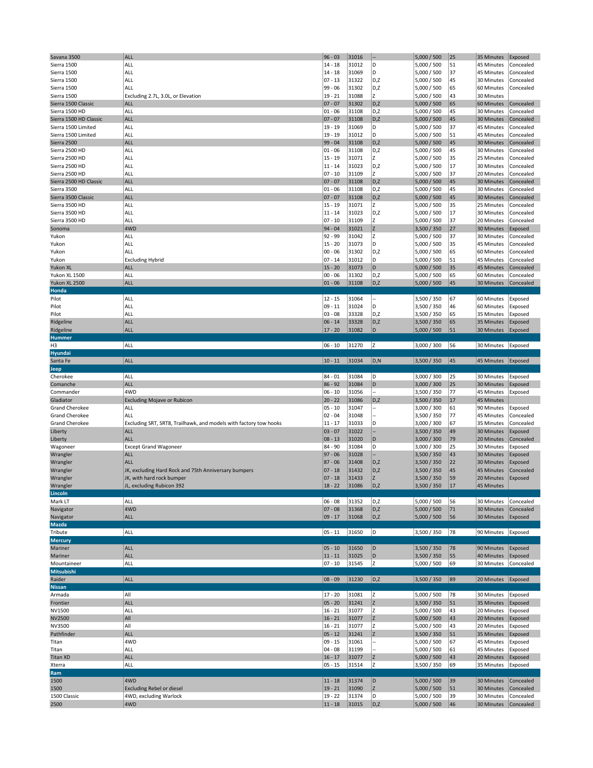| | | | | | | | | |
|---|---|---|---|---|---|---|---|---|
| Savana 3500 | ALL | 96 - 03 | 31016 | -- | 5,000 / 500 | 25 | 35 Minutes | Exposed |
| Sierra 1500 | ALL | 14 - 18 | 31012 | D | 5,000 / 500 | 51 | 45 Minutes | Concealed |
| Sierra 1500 | ALL | 14 - 18 | 31069 | D | 5,000 / 500 | 37 | 45 Minutes | Concealed |
| Sierra 1500 | ALL | 07 - 13 | 31322 | D,Z | 5,000 / 500 | 45 | 30 Minutes | Concealed |
| Sierra 1500 | ALL | 99 - 06 | 31302 | D,Z | 5,000 / 500 | 65 | 60 Minutes | Concealed |
| Sierra 1500 | Excluding 2.7L, 3.0L, or Elevation | 19 - 21 | 31088 | Z | 5,000 / 500 | 43 | 30 Minutes | |
| Sierra 1500 Classic | ALL | 07 - 07 | 31302 | D,Z | 5,000 / 500 | 65 | 60 Minutes | Concealed |
| Sierra 1500 HD | ALL | 01 - 06 | 31108 | D,Z | 5,000 / 500 | 45 | 30 Minutes | Concealed |
| Sierra 1500 HD Classic | ALL | 07 - 07 | 31108 | D,Z | 5,000 / 500 | 45 | 30 Minutes | Concealed |
| Sierra 1500 Limited | ALL | 19 - 19 | 31069 | D | 5,000 / 500 | 37 | 45 Minutes | Concealed |
| Sierra 1500 Limited | ALL | 19 - 19 | 31012 | D | 5,000 / 500 | 51 | 45 Minutes | Concealed |
| Sierra 2500 | ALL | 99 - 04 | 31108 | D,Z | 5,000 / 500 | 45 | 30 Minutes | Concealed |
| Sierra 2500 HD | ALL | 01 - 06 | 31108 | D,Z | 5,000 / 500 | 45 | 30 Minutes | Concealed |
| Sierra 2500 HD | ALL | 15 - 19 | 31071 | Z | 5,000 / 500 | 35 | 25 Minutes | Concealed |
| Sierra 2500 HD | ALL | 11 - 14 | 31023 | D,Z | 5,000 / 500 | 17 | 30 Minutes | Concealed |
| Sierra 2500 HD | ALL | 07 - 10 | 31109 | Z | 5,000 / 500 | 37 | 20 Minutes | Concealed |
| Sierra 2500 HD Classic | ALL | 07 - 07 | 31108 | D,Z | 5,000 / 500 | 45 | 30 Minutes | Concealed |
| Sierra 3500 | ALL | 01 - 06 | 31108 | D,Z | 5,000 / 500 | 45 | 30 Minutes | Concealed |
| Sierra 3500 Classic | ALL | 07 - 07 | 31108 | D,Z | 5,000 / 500 | 45 | 30 Minutes | Concealed |
| Sierra 3500 HD | ALL | 15 - 19 | 31071 | Z | 5,000 / 500 | 35 | 25 Minutes | Concealed |
| Sierra 3500 HD | ALL | 11 - 14 | 31023 | D,Z | 5,000 / 500 | 17 | 30 Minutes | Concealed |
| Sierra 3500 HD | ALL | 07 - 10 | 31109 | Z | 5,000 / 500 | 37 | 20 Minutes | Concealed |
| Sonoma | 4WD | 94 - 04 | 31021 | Z | 3,500 / 350 | 27 | 30 Minutes | Exposed |
| Yukon | ALL | 92 - 99 | 31042 | Z | 5,000 / 500 | 37 | 30 Minutes | Concealed |
| Yukon | ALL | 15 - 20 | 31073 | D | 5,000 / 500 | 35 | 45 Minutes | Concealed |
| Yukon | ALL | 00 - 06 | 31302 | D,Z | 5,000 / 500 | 65 | 60 Minutes | Concealed |
| Yukon | Excluding Hybrid | 07 - 14 | 31012 | D | 5,000 / 500 | 51 | 45 Minutes | Concealed |
| Yukon XL | ALL | 15 - 20 | 31073 | D | 5,000 / 500 | 35 | 45 Minutes | Concealed |
| Yukon XL 1500 | ALL | 00 - 06 | 31302 | D,Z | 5,000 / 500 | 65 | 60 Minutes | Concealed |
| Yukon XL 2500 | ALL | 01 - 06 | 31108 | D,Z | 5,000 / 500 | 45 | 30 Minutes | Concealed |
| **Honda** | | | | | | | | |
| Pilot | ALL | 12 - 15 | 31064 | -- | 3,500 / 350 | 67 | 60 Minutes | Exposed |
| Pilot | ALL | 09 - 11 | 31024 | D | 3,500 / 350 | 46 | 60 Minutes | Exposed |
| Pilot | ALL | 03 - 08 | 33328 | D,Z | 3,500 / 350 | 65 | 35 Minutes | Exposed |
| Ridgeline | ALL | 06 - 14 | 33328 | D,Z | 3,500 / 350 | 65 | 35 Minutes | Exposed |
| Ridgeline | ALL | 17 - 20 | 31082 | D | 5,000 / 500 | 51 | 30 Minutes | Exposed |
| **Hummer** | | | | | | | | |
| H3 | ALL | 06 - 10 | 31270 | Z | 3,000 / 300 | 56 | 30 Minutes | Exposed |
| **Hyundai** | | | | | | | | |
| Santa Fe | ALL | 10 - 11 | 31034 | D,N | 3,500 / 350 | 45 | 45 Minutes | Exposed |
| **Jeep** | | | | | | | | |
| Cherokee | ALL | 84 - 01 | 31084 | D | 3,000 / 300 | 25 | 30 Minutes | Exposed |
| Comanche | ALL | 86 - 92 | 31084 | D | 3,000 / 300 | 25 | 30 Minutes | Exposed |
| Commander | 4WD | 06 - 10 | 31056 | -- | 3,500 / 350 | 77 | 45 Minutes | Exposed |
| Gladiator | Excluding Mojave or Rubicon | 20 - 22 | 31086 | D,Z | 3,500 / 350 | 17 | 45 Minutes | |
| Grand Cherokee | ALL | 05 - 10 | 31047 | -- | 3,000 / 300 | 61 | 90 Minutes | Exposed |
| Grand Cherokee | ALL | 02 - 04 | 31048 | -- | 3,500 / 350 | 77 | 45 Minutes | Concealed |
| Grand Cherokee | Excluding SRT, SRT8, Trailhawk, and models with factory tow hooks | 11 - 17 | 31033 | D | 3,000 / 300 | 67 | 35 Minutes | Concealed |
| Liberty | ALL | 03 - 07 | 31022 | -- | 3,500 / 350 | 49 | 30 Minutes | Exposed |
| Liberty | ALL | 08 - 13 | 31020 | D | 3,000 / 300 | 79 | 20 Minutes | Concealed |
| Wagoneer | Except Grand Wagoneer | 84 - 90 | 31084 | D | 3,000 / 300 | 25 | 30 Minutes | Exposed |
| Wrangler | ALL | 97 - 06 | 31028 | -- | 3,500 / 350 | 43 | 30 Minutes | Exposed |
| Wrangler | ALL | 87 - 06 | 31408 | D,Z | 3,500 / 350 | 22 | 30 Minutes | Exposed |
| Wrangler | JK, excluding Hard Rock and 75th Anniversary bumpers | 07 - 18 | 31432 | D,Z | 3,500 / 350 | 45 | 45 Minutes | Concealed |
| Wrangler | JK, with hard rock bumper | 07 - 18 | 31433 | Z | 3,500 / 350 | 59 | 20 Minutes | Exposed |
| Wrangler | JL, excluding Rubicon 392 | 18 - 22 | 31086 | D,Z | 3,500 / 350 | 17 | 45 Minutes | |
| **Lincoln** | | | | | | | | |
| Mark LT | ALL | 06 - 08 | 31352 | D,Z | 5,000 / 500 | 56 | 30 Minutes | Concealed |
| Navigator | 4WD | 07 - 08 | 31368 | D,Z | 5,000 / 500 | 71 | 30 Minutes | Concealed |
| Navigator | ALL | 09 - 17 | 31068 | D,Z | 5,000 / 500 | 56 | 30 Minutes | Exposed |
| **Mazda** | | | | | | | | |
| Tribute | ALL | 05 - 11 | 31650 | D | 3,500 / 350 | 78 | 90 Minutes | Exposed |
| **Mercury** | | | | | | | | |
| Mariner | ALL | 05 - 10 | 31650 | D | 3,500 / 350 | 78 | 90 Minutes | Exposed |
| Mariner | ALL | 11 - 11 | 31025 | D | 3,500 / 350 | 55 | 40 Minutes | Exposed |
| Mountaineer | ALL | 07 - 10 | 31545 | Z | 5,000 / 500 | 69 | 30 Minutes | Concealed |
| **Mitsubishi** | | | | | | | | |
| Raider | ALL | 08 - 09 | 31230 | D,Z | 3,500 / 350 | 89 | 20 Minutes | Exposed |
| **Nissan** | | | | | | | | |
| Armada | All | 17 - 20 | 31081 | Z | 5,000 / 500 | 78 | 30 Minutes | Exposed |
| Frontier | ALL | 05 - 20 | 31241 | Z | 3,500 / 350 | 51 | 35 Minutes | Exposed |
| NV1500 | ALL | 16 - 21 | 31077 | Z | 5,000 / 500 | 43 | 20 Minutes | Exposed |
| NV2500 | All | 16 - 21 | 31077 | Z | 5,000 / 500 | 43 | 20 Minutes | Exposed |
| NV3500 | All | 16 - 21 | 31077 | Z | 5,000 / 500 | 43 | 20 Minutes | Exposed |
| Pathfinder | ALL | 05 - 12 | 31241 | Z | 3,500 / 350 | 51 | 35 Minutes | Exposed |
| Titan | 4WD | 09 - 15 | 31061 | -- | 5,000 / 500 | 67 | 45 Minutes | Exposed |
| Titan | ALL | 04 - 08 | 31199 | -- | 5,000 / 500 | 61 | 45 Minutes | Exposed |
| Titan XD | ALL | 16 - 17 | 31077 | Z | 5,000 / 500 | 43 | 20 Minutes | Exposed |
| Xterra | ALL | 05 - 15 | 31514 | Z | 3,500 / 350 | 69 | 35 Minutes | Exposed |
| **Ram** | | | | | | | | |
| 1500 | 4WD | 11 - 18 | 31374 | D | 5,000 / 500 | 39 | 30 Minutes | Concealed |
| 1500 | Excluding Rebel or diesel | 19 - 21 | 31090 | Z | 5,000 / 500 | 51 | 30 Minutes | Concealed |
| 1500 Classic | 4WD, excluding Warlock | 19 - 22 | 31374 | D | 5,000 / 500 | 39 | 30 Minutes | Concealed |
| 2500 | 4WD | 11 - 18 | 31015 | D,Z | 5,000 / 500 | 46 | 30 Minutes | Concealed |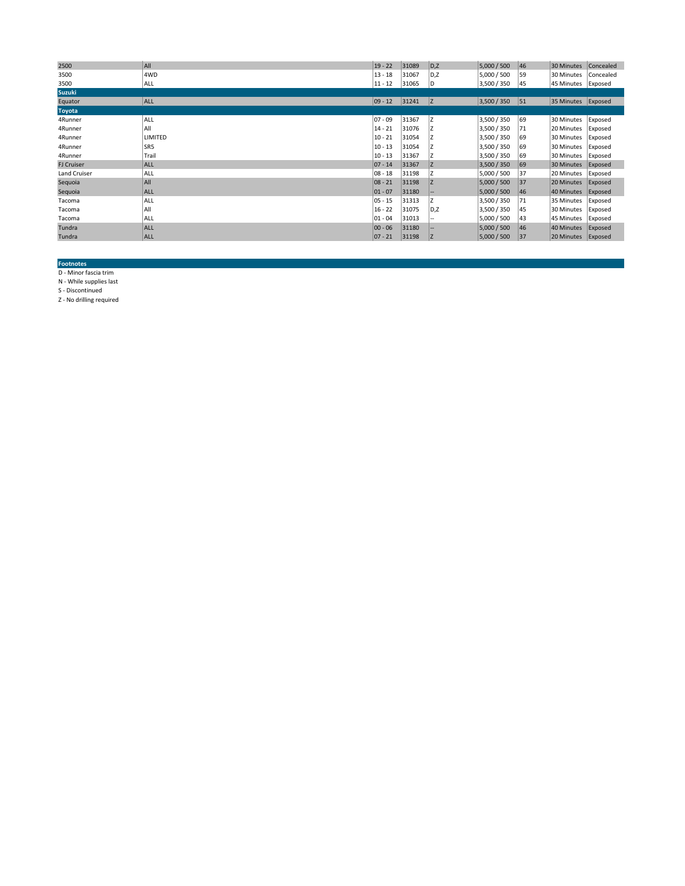| | | | | | | | | |
|---|---|---|---|---|---|---|---|---|
| 2500 | All | 19 - 22 | 31089 | D,Z | 5,000 / 500 | 46 | 30 Minutes | Concealed |
| 3500 | 4WD | 13 - 18 | 31067 | D,Z | 5,000 / 500 | 59 | 30 Minutes | Concealed |
| 3500 | ALL | 11 - 12 | 31065 | D | 3,500 / 350 | 45 | 45 Minutes | Exposed |
| **Suzuki** | | | | | | | | |
| Equator | ALL | 09 - 12 | 31241 | Z | 3,500 / 350 | 51 | 35 Minutes | Exposed |
| **Toyota** | | | | | | | | |
| 4Runner | ALL | 07 - 09 | 31367 | Z | 3,500 / 350 | 69 | 30 Minutes | Exposed |
| 4Runner | All | 14 - 21 | 31076 | Z | 3,500 / 350 | 71 | 20 Minutes | Exposed |
| 4Runner | LIMITED | 10 - 21 | 31054 | Z | 3,500 / 350 | 69 | 30 Minutes | Exposed |
| 4Runner | SR5 | 10 - 13 | 31054 | Z | 3,500 / 350 | 69 | 30 Minutes | Exposed |
| 4Runner | Trail | 10 - 13 | 31367 | Z | 3,500 / 350 | 69 | 30 Minutes | Exposed |
| FJ Cruiser | ALL | 07 - 14 | 31367 | Z | 3,500 / 350 | 69 | 30 Minutes | Exposed |
| Land Cruiser | ALL | 08 - 18 | 31198 | Z | 5,000 / 500 | 37 | 20 Minutes | Exposed |
| Sequoia | All | 08 - 21 | 31198 | Z | 5,000 / 500 | 37 | 20 Minutes | Exposed |
| Sequoia | ALL | 01 - 07 | 31180 | -- | 5,000 / 500 | 46 | 40 Minutes | Exposed |
| Tacoma | ALL | 05 - 15 | 31313 | Z | 3,500 / 350 | 71 | 35 Minutes | Exposed |
| Tacoma | All | 16 - 22 | 31075 | D,Z | 3,500 / 350 | 45 | 30 Minutes | Exposed |
| Tacoma | ALL | 01 - 04 | 31013 | -- | 5,000 / 500 | 43 | 45 Minutes | Exposed |
| Tundra | ALL | 00 - 06 | 31180 | -- | 5,000 / 500 | 46 | 40 Minutes | Exposed |
| Tundra | ALL | 07 - 21 | 31198 | Z | 5,000 / 500 | 37 | 20 Minutes | Exposed |

**Footnotes**

D - Minor fascia trim

N - While supplies last

S - Discontinued

Z - No drilling required